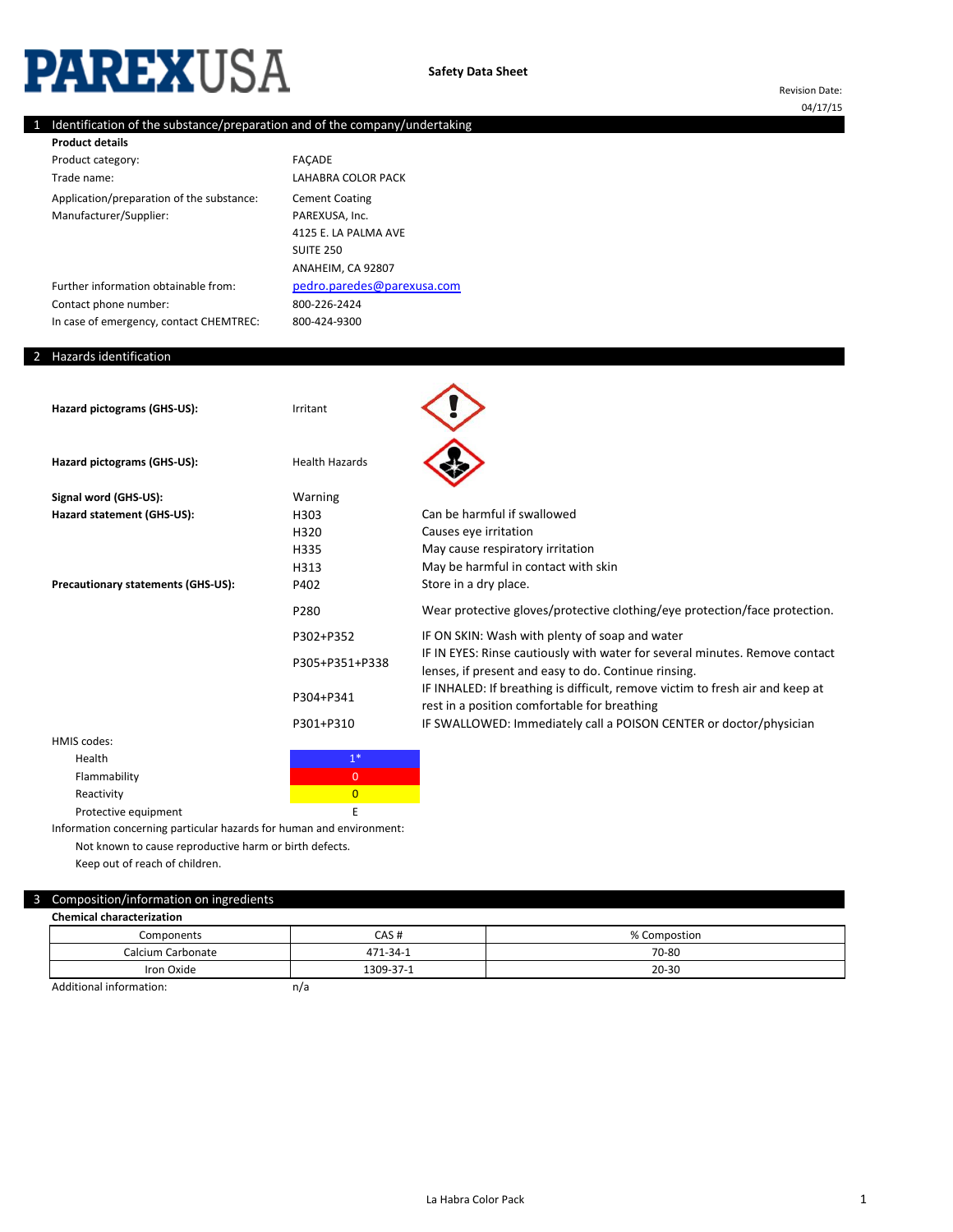# PAREXUSA

**Safety Data Sheet**

Revision Date: 04/17/15

## 1 Identification of the substance/preparation and of the company/undertaking

**Product details**

| | |
|---|---|
| Product category: | FAÇADE |
| Trade name: | LAHABRA COLOR PACK |
| Application/preparation of the substance: | Cement Coating |
| Manufacturer/Supplier: | PAREXUSA, Inc.<br>4125 E. LA PALMA AVE<br>SUITE 250<br>ANAHEIM, CA 92807 |
| Further information obtainable from: | pedro.paredes@parexusa.com |
| Contact phone number: | 800-226-2424 |
| In case of emergency, contact CHEMTREC: | 800-424-9300 |

## 2 Hazards identification

**Hazard pictograms (GHS-US):** Irritant

**Hazard pictograms (GHS-US):** Health Hazards

**Signal word (GHS-US):** Warning

**Hazard statement (GHS-US):**

| | |
|---|---|
| H303 | Can be harmful if swallowed |
| H320 | Causes eye irritation |
| H335 | May cause respiratory irritation |
| H313 | May be harmful in contact with skin |

**Precautionary statements (GHS-US):**

| | |
|---|---|
| P402 | Store in a dry place. |
| P280 | Wear protective gloves/protective clothing/eye protection/face protection. |
| P302+P352 | IF ON SKIN: Wash with plenty of soap and water |
| P305+P351+P338 | IF IN EYES: Rinse cautiously with water for several minutes. Remove contact lenses, if present and easy to do. Continue rinsing. |
| P304+P341 | IF INHALED: If breathing is difficult, remove victim to fresh air and keep at rest in a position comfortable for breathing |
| P301+P310 | IF SWALLOWED: Immediately call a POISON CENTER or doctor/physician |

HMIS codes:

| | |
|---|---|
| Health | 1* |
| Flammability | 0 |
| Reactivity | 0 |
| Protective equipment | E |

Information concerning particular hazards for human and environment:

Not known to cause reproductive harm or birth defects.

Keep out of reach of children.

## 3 Composition/information on ingredients

**Chemical characterization**

| Components | CAS # | % Compostion |
|---|---|---|
| Calcium Carbonate | 471-34-1 | 70-80 |
| Iron Oxide | 1309-37-1 | 20-30 |

Additional information: n/a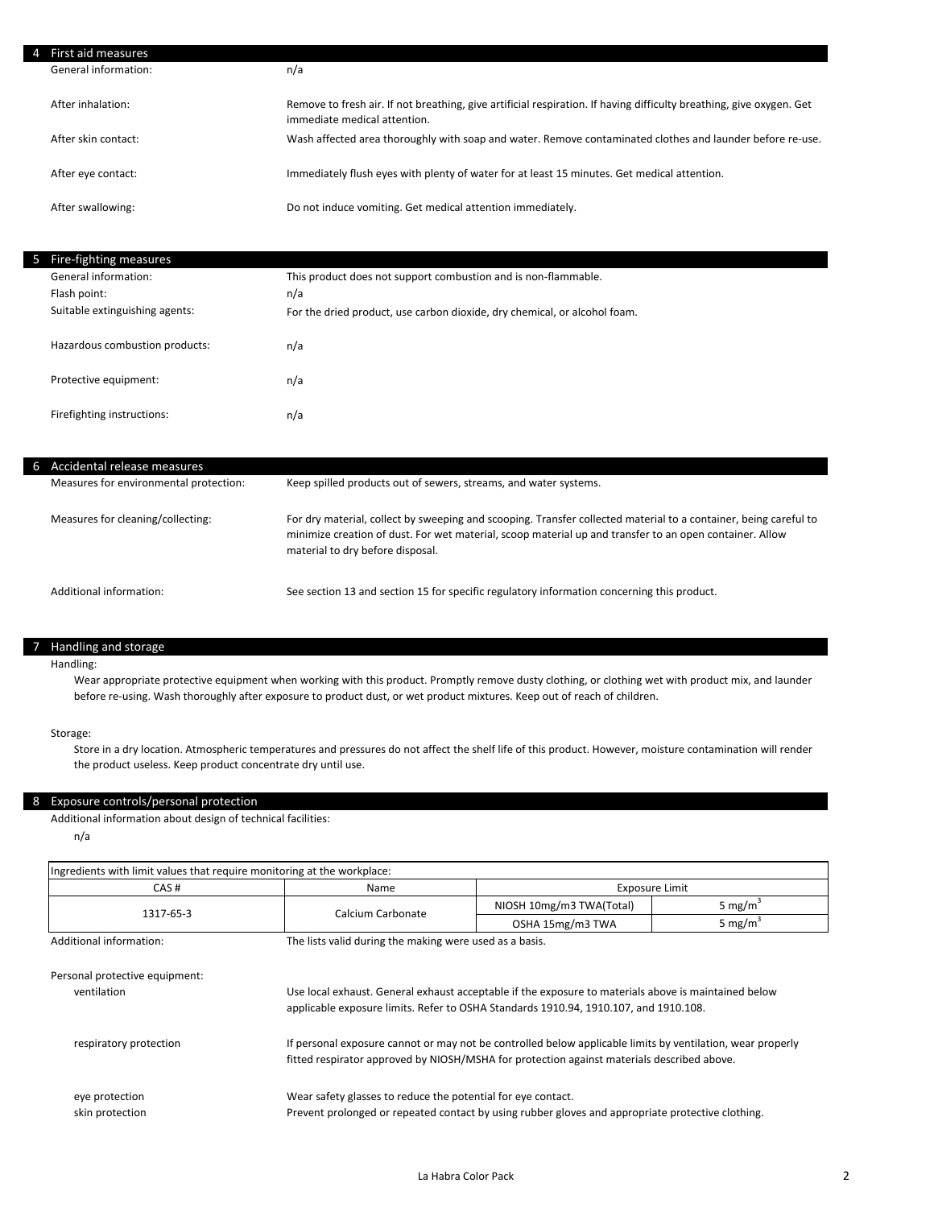## 4 First aid measures

| | |
|---|---|
| General information: | n/a |
| After inhalation: | Remove to fresh air. If not breathing, give artificial respiration. If having difficulty breathing, give oxygen. Get immediate medical attention. |
| After skin contact: | Wash affected area thoroughly with soap and water. Remove contaminated clothes and launder before re-use. |
| After eye contact: | Immediately flush eyes with plenty of water for at least 15 minutes. Get medical attention. |
| After swallowing: | Do not induce vomiting. Get medical attention immediately. |

## 5 Fire-fighting measures

| | |
|---|---|
| General information: | This product does not support combustion and is non-flammable. |
| Flash point: | n/a |
| Suitable extinguishing agents: | For the dried product, use carbon dioxide, dry chemical, or alcohol foam. |
| Hazardous combustion products: | n/a |
| Protective equipment: | n/a |
| Firefighting instructions: | n/a |

## 6 Accidental release measures

| | |
|---|---|
| Measures for environmental protection: | Keep spilled products out of sewers, streams, and water systems. |
| Measures for cleaning/collecting: | For dry material, collect by sweeping and scooping. Transfer collected material to a container, being careful to minimize creation of dust. For wet material, scoop material up and transfer to an open container. Allow material to dry before disposal. |
| Additional information: | See section 13 and section 15 for specific regulatory information concerning this product. |

## 7 Handling and storage

Handling:

Wear appropriate protective equipment when working with this product. Promptly remove dusty clothing, or clothing wet with product mix, and launder before re-using. Wash thoroughly after exposure to product dust, or wet product mixtures. Keep out of reach of children.

Storage:

Store in a dry location. Atmospheric temperatures and pressures do not affect the shelf life of this product. However, moisture contamination will render the product useless. Keep product concentrate dry until use.

## 8 Exposure controls/personal protection

Additional information about design of technical facilities:

n/a

| Ingredients with limit values that require monitoring at the workplace: | | | |
|---|---|---|---|
| CAS # | Name | Exposure Limit | |
| 1317-65-3 | Calcium Carbonate | NIOSH 10mg/m3 TWA(Total) | 5 $mg/m^3$ |
| | | OSHA 15mg/m3 TWA | 5 $mg/m^3$ |

Additional information: The lists valid during the making were used as a basis.

Personal protective equipment:

| | |
|---|---|
| ventilation | Use local exhaust. General exhaust acceptable if the exposure to materials above is maintained below applicable exposure limits. Refer to OSHA Standards 1910.94, 1910.107, and 1910.108. |
| respiratory protection | If personal exposure cannot or may not be controlled below applicable limits by ventilation, wear properly fitted respirator approved by NIOSH/MSHA for protection against materials described above. |
| eye protection | Wear safety glasses to reduce the potential for eye contact. |
| skin protection | Prevent prolonged or repeated contact by using rubber gloves and appropriate protective clothing. |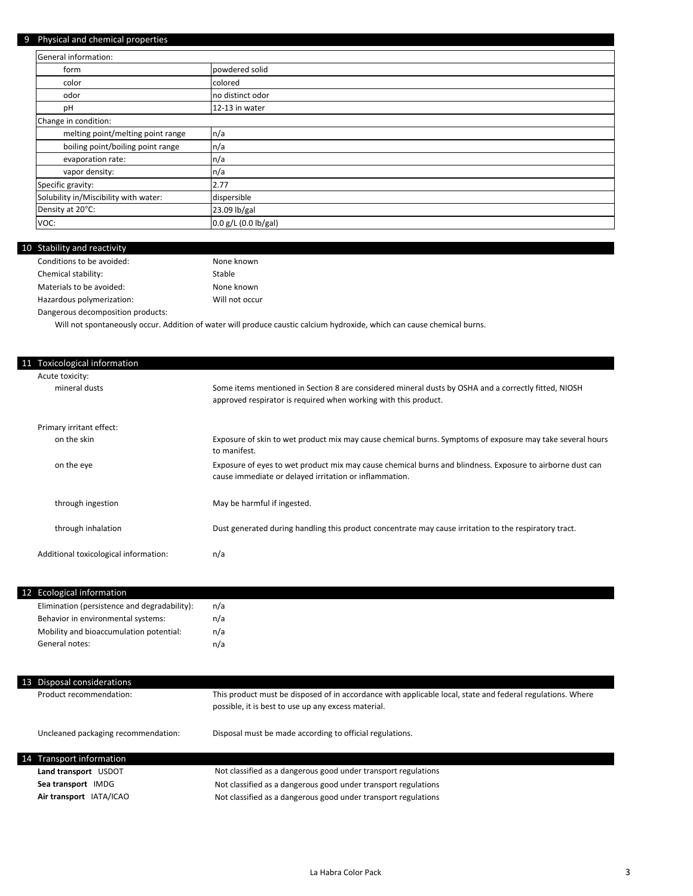## 9 Physical and chemical properties

| General information: | |
|---|---|
| form | powdered solid |
| color | colored |
| odor | no distinct odor |
| pH | 12-13 in water |
| **Change in condition:** | |
| melting point/melting point range | n/a |
| boiling point/boiling point range | n/a |
| evaporation rate: | n/a |
| vapor density: | n/a |
| Specific gravity: | 2.77 |
| Solubility in/Miscibility with water: | dispersible |
| Density at 20°C: | 23.09 lb/gal |
| VOC: | 0.0 g/L (0.0 lb/gal) |

## 10 Stability and reactivity

Conditions to be avoided: None known

Chemical stability: Stable

Materials to be avoided: None known

Hazardous polymerization: Will not occur

Dangerous decomposition products:

Will not spontaneously occur. Addition of water will produce caustic calcium hydroxide, which can cause chemical burns.

## 11 Toxicological information

Acute toxicity:

mineral dusts: Some items mentioned in Section 8 are considered mineral dusts by OSHA and a correctly fitted, NIOSH approved respirator is required when working with this product.

Primary irritant effect:

on the skin: Exposure of skin to wet product mix may cause chemical burns. Symptoms of exposure may take several hours to manifest.

on the eye: Exposure of eyes to wet product mix may cause chemical burns and blindness. Exposure to airborne dust can cause immediate or delayed irritation or inflammation.

through ingestion: May be harmful if ingested.

through inhalation: Dust generated during handling this product concentrate may cause irritation to the respiratory tract.

Additional toxicological information: n/a

## 12 Ecological information

Elimination (persistence and degradability): n/a

Behavior in environmental systems: n/a

Mobility and bioaccumulation potential: n/a

General notes: n/a

## 13 Disposal considerations

Product recommendation: This product must be disposed of in accordance with applicable local, state and federal regulations. Where possible, it is best to use up any excess material.

Uncleaned packaging recommendation: Disposal must be made according to official regulations.

## 14 Transport information

**Land transport** USDOT: Not classified as a dangerous good under transport regulations

**Sea transport** IMDG: Not classified as a dangerous good under transport regulations

**Air transport** IATA/ICAO: Not classified as a dangerous good under transport regulations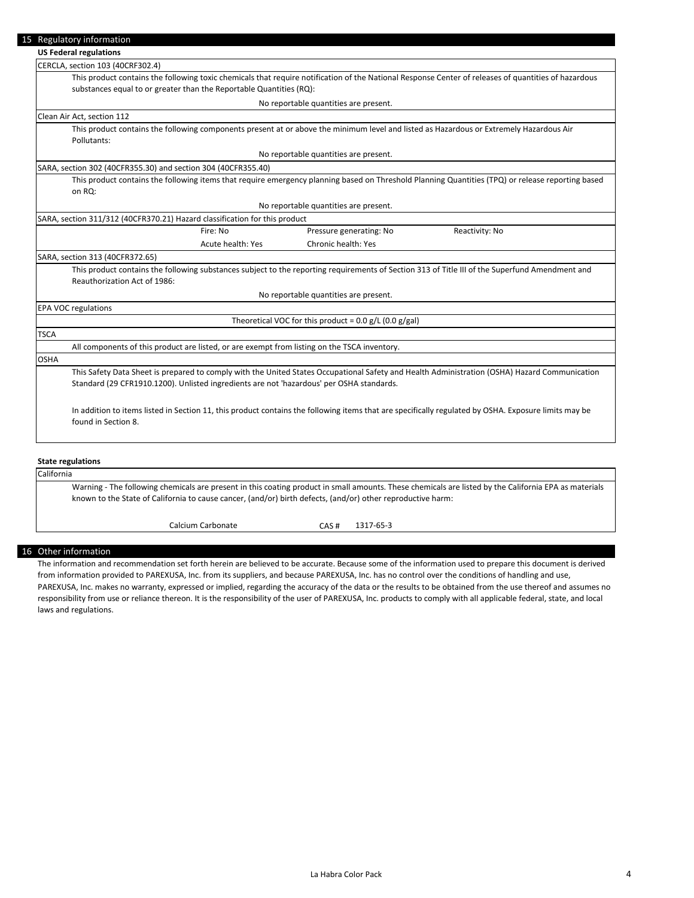## 15 Regulatory information

**US Federal regulations**

CERCLA, section 103 (40CRF302.4)

This product contains the following toxic chemicals that require notification of the National Response Center of releases of quantities of hazardous substances equal to or greater than the Reportable Quantities (RQ):

No reportable quantities are present.

Clean Air Act, section 112

This product contains the following components present at or above the minimum level and listed as Hazardous or Extremely Hazardous Air Pollutants:

No reportable quantities are present.

SARA, section 302 (40CFR355.30) and section 304 (40CFR355.40)

This product contains the following items that require emergency planning based on Threshold Planning Quantities (TPQ) or release reporting based on RQ:

No reportable quantities are present.

SARA, section 311/312 (40CFR370.21) Hazard classification for this product

| | | |
|---|---|---|
| Fire: No | Pressure generating: No | Reactivity: No |
| Acute health: Yes | Chronic health: Yes | |

SARA, section 313 (40CFR372.65)

This product contains the following substances subject to the reporting requirements of Section 313 of Title III of the Superfund Amendment and Reauthorization Act of 1986:

No reportable quantities are present.

EPA VOC regulations

Theoretical VOC for this product = 0.0 g/L (0.0 g/gal)

TSCA

All components of this product are listed, or are exempt from listing on the TSCA inventory.

OSHA

This Safety Data Sheet is prepared to comply with the United States Occupational Safety and Health Administration (OSHA) Hazard Communication Standard (29 CFR1910.1200). Unlisted ingredients are not 'hazardous' per OSHA standards.

In addition to items listed in Section 11, this product contains the following items that are specifically regulated by OSHA. Exposure limits may be found in Section 8.

**State regulations**

California

Warning - The following chemicals are present in this coating product in small amounts. These chemicals are listed by the California EPA as materials known to the State of California to cause cancer, (and/or) birth defects, (and/or) other reproductive harm:

| | | |
|---|---|---|
| Calcium Carbonate | CAS # | 1317-65-3 |

## 16 Other information

The information and recommendation set forth herein are believed to be accurate. Because some of the information used to prepare this document is derived from information provided to PAREXUSA, Inc. from its suppliers, and because PAREXUSA, Inc. has no control over the conditions of handling and use, PAREXUSA, Inc. makes no warranty, expressed or implied, regarding the accuracy of the data or the results to be obtained from the use thereof and assumes no responsibility from use or reliance thereon. It is the responsibility of the user of PAREXUSA, Inc. products to comply with all applicable federal, state, and local laws and regulations.